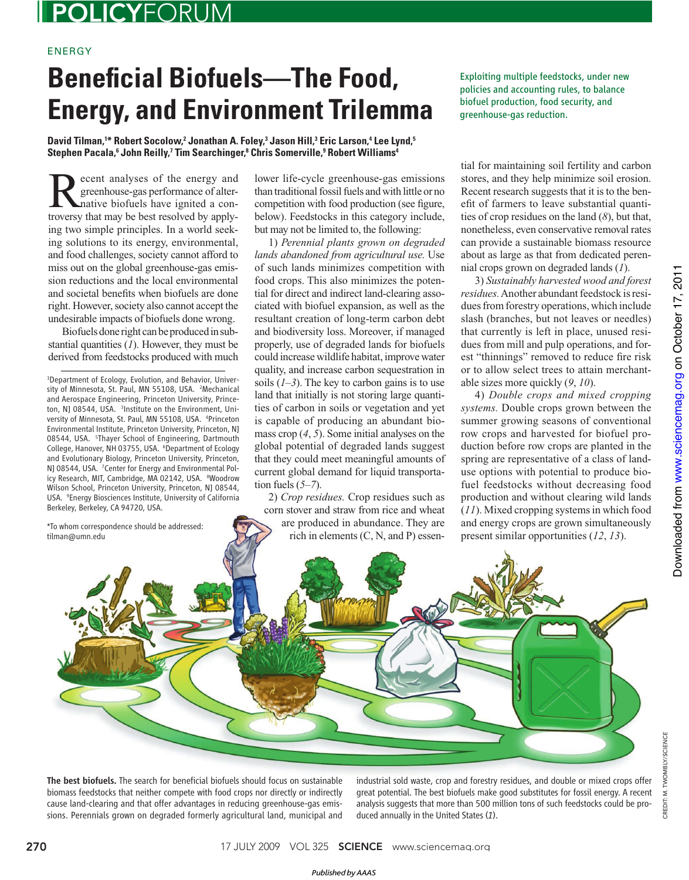ENERGY

# Beneficial Biofuels—The Food, Energy, and Environment Trilemma

Exploiting multiple feedstocks, under new policies and accounting rules, to balance biofuel production, food security, and greenhouse-gas reduction.

**David Tilman,[1*] Robert Socolow,[2] Jonathan A. Foley,[3] Jason Hill,[3] Eric Larson,[4] Lee Lynd,[5] Stephen Pacala,[6] John Reilly,[7] Tim Searchinger,[8] Chris Somerville,[9] Robert Williams[4]**

Recent analyses of the energy and greenhouse-gas performance of alternative biofuels have ignited a controversy that may be best resolved by applying two simple principles. In a world seeking solutions to its energy, environmental, and food challenges, society cannot afford to miss out on the global greenhouse-gas emission reductions and the local environmental and societal benefits when biofuels are done right. However, society also cannot accept the undesirable impacts of biofuels done wrong.

Biofuels done right can be produced in substantial quantities (*1*). However, they must be derived from feedstocks produced with much lower life-cycle greenhouse-gas emissions than traditional fossil fuels and with little or no competition with food production (see figure, below). Feedstocks in this category include, but may not be limited to, the following:

1) *Perennial plants grown on degraded lands abandoned from agricultural use.* Use of such lands minimizes competition with food crops. This also minimizes the potential for direct and indirect land-clearing associated with biofuel expansion, as well as the resultant creation of long-term carbon debt and biodiversity loss. Moreover, if managed properly, use of degraded lands for biofuels could increase wildlife habitat, improve water quality, and increase carbon sequestration in soils (*1*–*3*). The key to carbon gains is to use land that initially is not storing large quantities of carbon in soils or vegetation and yet is capable of producing an abundant biomass crop (*4*, *5*). Some initial analyses on the global potential of degraded lands suggest that they could meet meaningful amounts of current global demand for liquid transportation fuels (*5*–*7*).

2) *Crop residues.* Crop residues such as corn stover and straw from rice and wheat are produced in abundance. They are rich in elements (C, N, and P) essential for maintaining soil fertility and carbon stores, and they help minimize soil erosion. Recent research suggests that it is to the benefit of farmers to leave substantial quantities of crop residues on the land (*8*), but that, nonetheless, even conservative removal rates can provide a sustainable biomass resource about as large as that from dedicated perennial crops grown on degraded lands (*1*).

3) *Sustainably harvested wood and forest residues.* Another abundant feedstock is residues from forestry operations, which include slash (branches, but not leaves or needles) that currently is left in place, unused residues from mill and pulp operations, and forest "thinnings" removed to reduce fire risk or to allow select trees to attain merchantable sizes more quickly (*9*, *10*).

4) *Double crops and mixed cropping systems.* Double crops grown between the summer growing seasons of conventional row crops and harvested for biofuel production before row crops are planted in the spring are representative of a class of land-use options with potential to produce biofuel feedstocks without decreasing food production and without clearing wild lands (*11*). Mixed cropping systems in which food and energy crops are grown simultaneously present similar opportunities (*12*, *13*).

[1]Department of Ecology, Evolution, and Behavior, University of Minnesota, St. Paul, MN 55108, USA. [2]Mechanical and Aerospace Engineering, Princeton University, Princeton, NJ 08544, USA. [3]Institute on the Environment, University of Minnesota, St. Paul, MN 55108, USA. [4]Princeton Environmental Institute, Princeton University, Princeton, NJ 08544, USA. [5]Thayer School of Engineering, Dartmouth College, Hanover, NH 03755, USA. [6]Department of Ecology and Evolutionary Biology, Princeton University, Princeton, NJ 08544, USA. [7]Center for Energy and Environmental Policy Research, MIT, Cambridge, MA 02142, USA. [8]Woodrow Wilson School, Princeton University, Princeton, NJ 08544, USA. [9]Energy Biosciences Institute, University of California Berkeley, Berkeley, CA 94720, USA.

*To whom correspondence should be addressed: tilman@umn.edu

**The best biofuels.** The search for beneficial biofuels should focus on sustainable biomass feedstocks that neither compete with food crops nor directly or indirectly cause land-clearing and that offer advantages in reducing greenhouse-gas emissions. Perennials grown on degraded formerly agricultural land, municipal and industrial sold waste, crop and forestry residues, and double or mixed crops offer great potential. The best biofuels make good substitutes for fossil energy. A recent analysis suggests that more than 500 million tons of such feedstocks could be produced annually in the United States (*1*).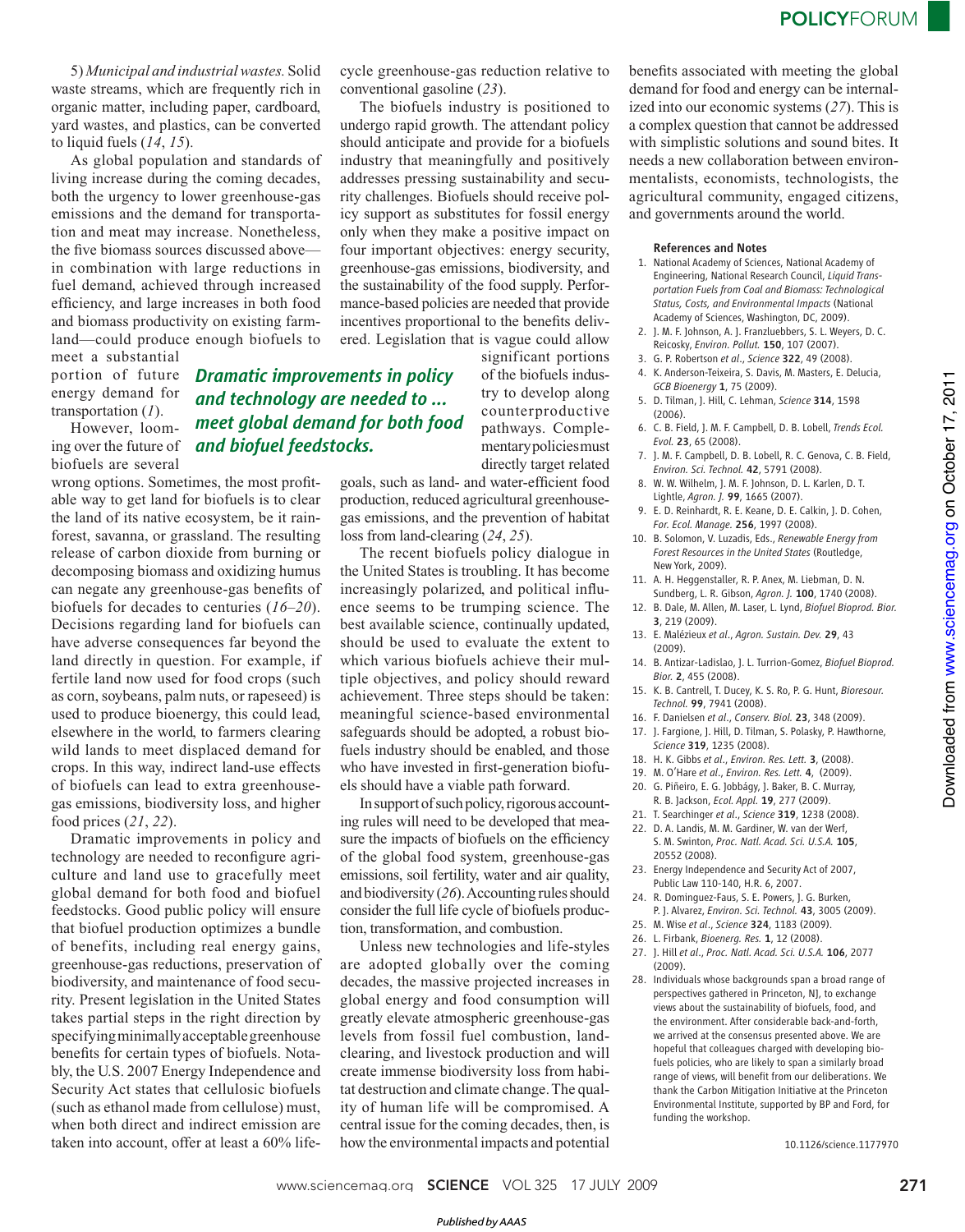5) *Municipal and industrial wastes.* Solid waste streams, which are frequently rich in organic matter, including paper, cardboard, yard wastes, and plastics, can be converted to liquid fuels (*14*, *15*).

As global population and standards of living increase during the coming decades, both the urgency to lower greenhouse-gas emissions and the demand for transportation and meat may increase. Nonetheless, the five biomass sources discussed above—in combination with large reductions in fuel demand, achieved through increased efficiency, and large increases in both food and biomass productivity on existing farmland—could produce enough biofuels to meet a substantial portion of future energy demand for transportation (*1*).

However, looming over the future of biofuels are several wrong options. Sometimes, the most profitable way to get land for biofuels is to clear the land of its native ecosystem, be it rainforest, savanna, or grassland. The resulting release of carbon dioxide from burning or decomposing biomass and oxidizing humus can negate any greenhouse-gas benefits of biofuels for decades to centuries (*16*–*20*). Decisions regarding land for biofuels can have adverse consequences far beyond the land directly in question. For example, if fertile land now used for food crops (such as corn, soybeans, palm nuts, or rapeseed) is used to produce bioenergy, this could lead, elsewhere in the world, to farmers clearing wild lands to meet displaced demand for crops. In this way, indirect land-use effects of biofuels can lead to extra greenhouse-gas emissions, biodiversity loss, and higher food prices (*21*, *22*).

Dramatic improvements in policy and technology are needed to reconfigure agriculture and land use to gracefully meet global demand for both food and biofuel feedstocks. Good public policy will ensure that biofuel production optimizes a bundle of benefits, including real energy gains, greenhouse-gas reductions, preservation of biodiversity, and maintenance of food security. Present legislation in the United States takes partial steps in the right direction by specifying minimally acceptable greenhouse benefits for certain types of biofuels. Notably, the U.S. 2007 Energy Independence and Security Act states that cellulosic biofuels (such as ethanol made from cellulose) must, when both direct and indirect emission are taken into account, offer at least a 60% life-cycle greenhouse-gas reduction relative to conventional gasoline (*23*).

> ***Dramatic improvements in policy and technology are needed to ... meet global demand for both food and biofuel feedstocks.***

The biofuels industry is positioned to undergo rapid growth. The attendant policy should anticipate and provide for a biofuels industry that meaningfully and positively addresses pressing sustainability and security challenges. Biofuels should receive policy support as substitutes for fossil energy only when they make a positive impact on four important objectives: energy security, greenhouse-gas emissions, biodiversity, and the sustainability of the food supply. Performance-based policies are needed that provide incentives proportional to the benefits delivered. Legislation that is vague could allow significant portions of the biofuels industry to develop along counterproductive pathways. Complementary policies must directly target related goals, such as land- and water-efficient food production, reduced agricultural greenhouse-gas emissions, and the prevention of habitat loss from land-clearing (*24*, *25*).

The recent biofuels policy dialogue in the United States is troubling. It has become increasingly polarized, and political influence seems to be trumping science. The best available science, continually updated, should be used to evaluate the extent to which various biofuels achieve their multiple objectives, and policy should reward achievement. Three steps should be taken: meaningful science-based environmental safeguards should be adopted, a robust biofuels industry should be enabled, and those who have invested in first-generation biofuels should have a viable path forward.

In support of such policy, rigorous accounting rules will need to be developed that measure the impacts of biofuels on the efficiency of the global food system, greenhouse-gas emissions, soil fertility, water and air quality, and biodiversity (*26*). Accounting rules should consider the full life cycle of biofuels production, transformation, and combustion.

Unless new technologies and life-styles are adopted globally over the coming decades, the massive projected increases in global energy and food consumption will greatly elevate atmospheric greenhouse-gas levels from fossil fuel combustion, land-clearing, and livestock production and will create immense biodiversity loss from habitat destruction and climate change. The quality of human life will be compromised. A central issue for the coming decades, then, is how the environmental impacts and potential benefits associated with meeting the global demand for food and energy can be internalized into our economic systems (*27*). This is a complex question that cannot be addressed with simplistic solutions and sound bites. It needs a new collaboration between environmentalists, economists, technologists, the agricultural community, engaged citizens, and governments around the world.

### References and Notes

1. National Academy of Sciences, National Academy of Engineering, National Research Council, *Liquid Transportation Fuels from Coal and Biomass: Technological Status, Costs, and Environmental Impacts* (National Academy of Sciences, Washington, DC, 2009).
2. J. M. F. Johnson, A. J. Franzluebbers, S. L. Weyers, D. C. Reicosky, *Environ. Pollut.* **150**, 107 (2007).
3. G. P. Robertson *et al.*, *Science* **322**, 49 (2008).
4. K. Anderson-Teixeira, S. Davis, M. Masters, E. Delucia, *GCB Bioenergy* **1**, 75 (2009).
5. D. Tilman, J. Hill, C. Lehman, *Science* **314**, 1598 (2006).
6. C. B. Field, J. M. F. Campbell, D. B. Lobell, *Trends Ecol. Evol.* **23**, 65 (2008).
7. J. M. F. Campbell, D. B. Lobell, R. C. Genova, C. B. Field, *Environ. Sci. Technol.* **42**, 5791 (2008).
8. W. W. Wilhelm, J. M. F. Johnson, D. L. Karlen, D. T. Lightle, *Agron. J.* **99**, 1665 (2007).
9. E. D. Reinhardt, R. E. Keane, D. E. Calkin, J. D. Cohen, *For. Ecol. Manage.* **256**, 1997 (2008).
10. B. Solomon, V. Luzadis, Eds., *Renewable Energy from Forest Resources in the United States* (Routledge, New York, 2009).
11. A. H. Heggenstaller, R. P. Anex, M. Liebman, D. N. Sundberg, L. R. Gibson, *Agron. J.* **100**, 1740 (2008).
12. B. Dale, M. Allen, M. Laser, L. Lynd, *Biofuel Bioprod. Bior.* **3**, 219 (2009).
13. E. Malézieux *et al.*, *Agron. Sustain. Dev.* **29**, 43 (2009).
14. B. Antizar-Ladislao, J. L. Turrion-Gomez, *Biofuel Bioprod. Bior.* **2**, 455 (2008).
15. K. B. Cantrell, T. Ducey, K. S. Ro, P. G. Hunt, *Bioresour. Technol.* **99**, 7941 (2008).
16. F. Danielsen *et al.*, *Conserv. Biol.* **23**, 348 (2009).
17. J. Fargione, J. Hill, D. Tilman, S. Polasky, P. Hawthorne, *Science* **319**, 1235 (2008).
18. H. K. Gibbs *et al.*, *Environ. Res. Lett.* **3**, (2008).
19. M. O'Hare *et al.*, *Environ. Res. Lett.* **4**, (2009).
20. G. Piñeiro, E. G. Jobbágy, J. Baker, B. C. Murray, R. B. Jackson, *Ecol. Appl.* **19**, 277 (2009).
21. T. Searchinger *et al.*, *Science* **319**, 1238 (2008).
22. D. A. Landis, M. M. Gardiner, W. van der Werf, S. M. Swinton, *Proc. Natl. Acad. Sci. U.S.A.* **105**, 20552 (2008).
23. Energy Independence and Security Act of 2007, Public Law 110-140, H.R. 6, 2007.
24. R. Dominguez-Faus, S. E. Powers, J. G. Burken, P. J. Alvarez, *Environ. Sci. Technol.* **43**, 3005 (2009).
25. M. Wise *et al.*, *Science* **324**, 1183 (2009).
26. L. Firbank, *Bioenerg. Res.* **1**, 12 (2008).
27. J. Hill *et al.*, *Proc. Natl. Acad. Sci. U.S.A.* **106**, 2077 (2009).
28. Individuals whose backgrounds span a broad range of perspectives gathered in Princeton, NJ, to exchange views about the sustainability of biofuels, food, and the environment. After considerable back-and-forth, we arrived at the consensus presented above. We are hopeful that colleagues charged with developing biofuels policies, who are likely to span a similarly broad range of views, will benefit from our deliberations. We thank the Carbon Mitigation Initiative at the Princeton Environmental Institute, supported by BP and Ford, for funding the workshop.

10.1126/science.1177970